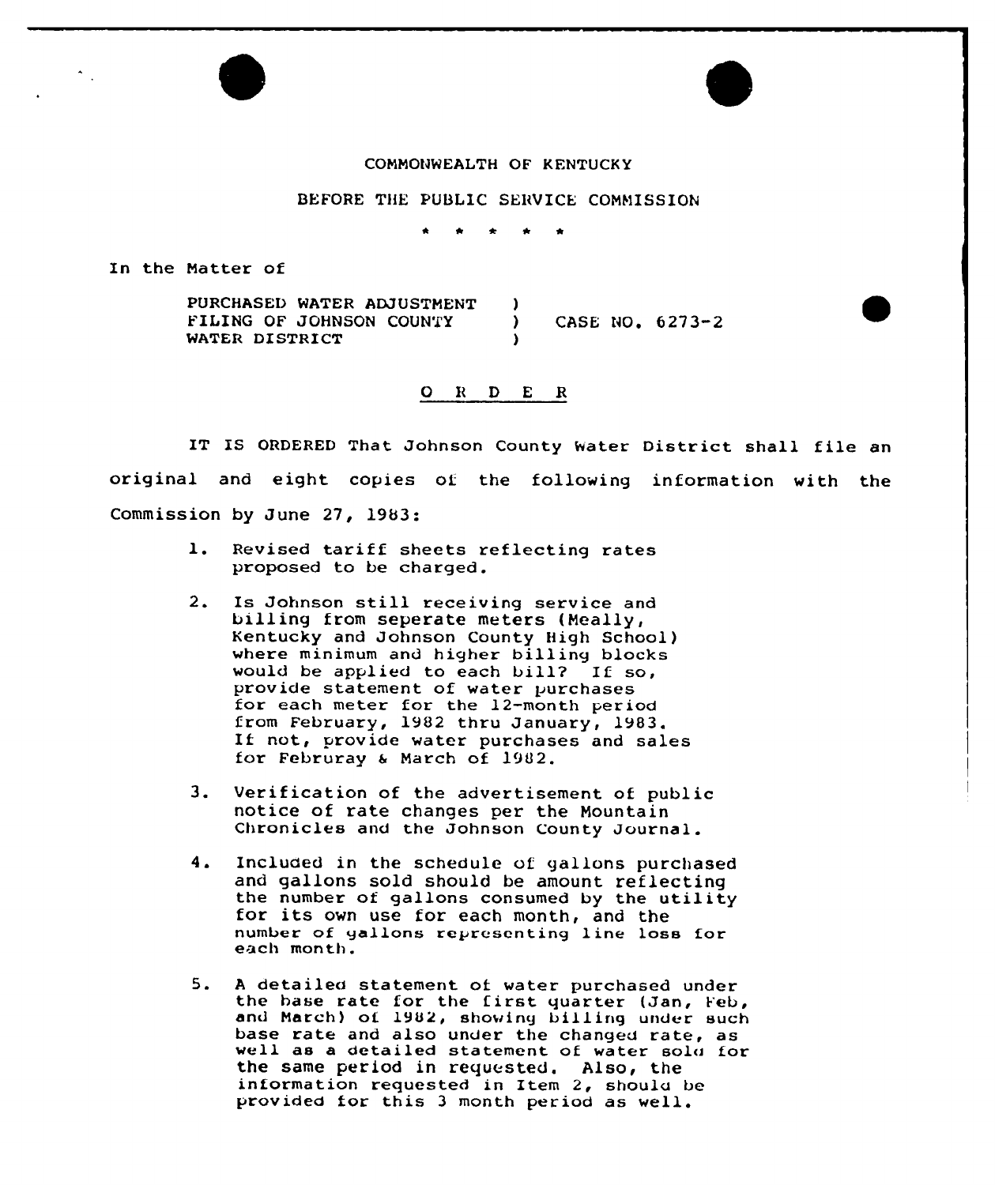COMMONWEALTH OF KENTUCKY

BEFORE THE PUBLIC SERVICE COMMISSION

\* \* \* \* \*

In the Matter of

| | | |
|---|---|---|
| PURCHASED WATER ADJUSTMENT FILING OF JOHNSON COUNTY WATER DISTRICT | ) ) ) | CASE NO. 6273-2 |

O R D E R

IT IS ORDERED That Johnson County Water District shall file an original and eight copies of the following information with the Commission by June 27, 1983:

1. Revised tariff sheets reflecting rates proposed to be charged.

2. Is Johnson still receiving service and billing from seperate meters (Meally, Kentucky and Johnson County High School) where minimum and higher billing blocks would be applied to each bill? If so, provide statement of water purchases for each meter for the 12-month period from February, 1982 thru January, 1983. If not, provide water purchases and sales for Februray & March of 1982.

3. Verification of the advertisement of public notice of rate changes per the Mountain Chronicles and the Johnson County Journal.

4. Included in the schedule of gallons purchased and gallons sold should be amount reflecting the number of gallons consumed by the utility for its own use for each month, and the number of gallons representing line loss for each month.

5. A detailed statement of water purchased under the base rate for the first quarter (Jan, Feb, and March) of 1982, showing billing under such base rate and also under the changed rate, as well as a detailed statement of water sold for the same period in requested. Also, the information requested in Item 2, should be provided for this 3 month period as well.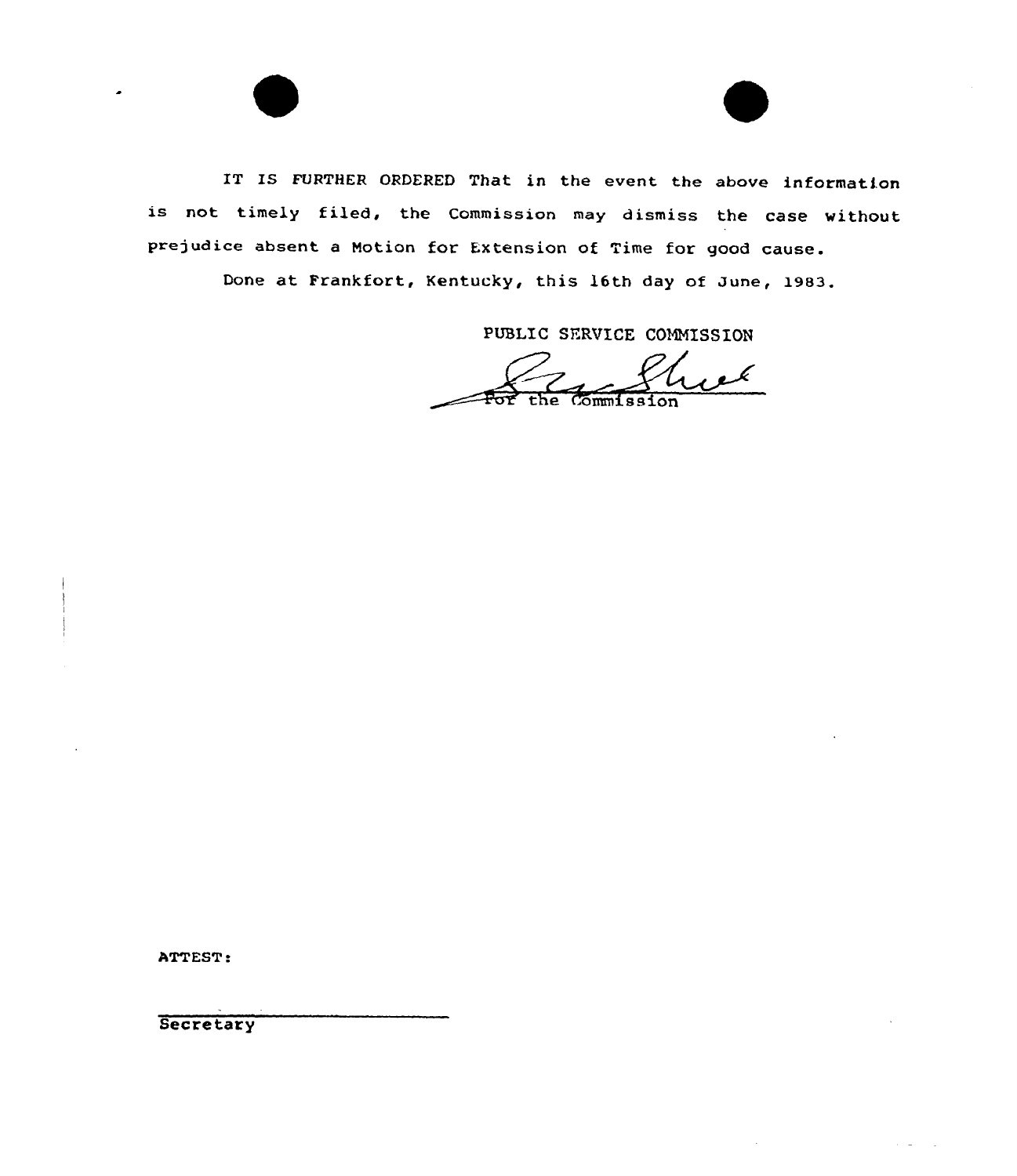IT IS FURTHER ORDERED That in the event the above information is not timely filed, the Commission may dismiss the case without prejudice absent a Motion for Extension of Time for good cause.

Done at Frankfort, Kentucky, this 16th day of June, 1983.

PUBLIC SERVICE COMMISSION

For the Commission

ATTEST:

Secretary